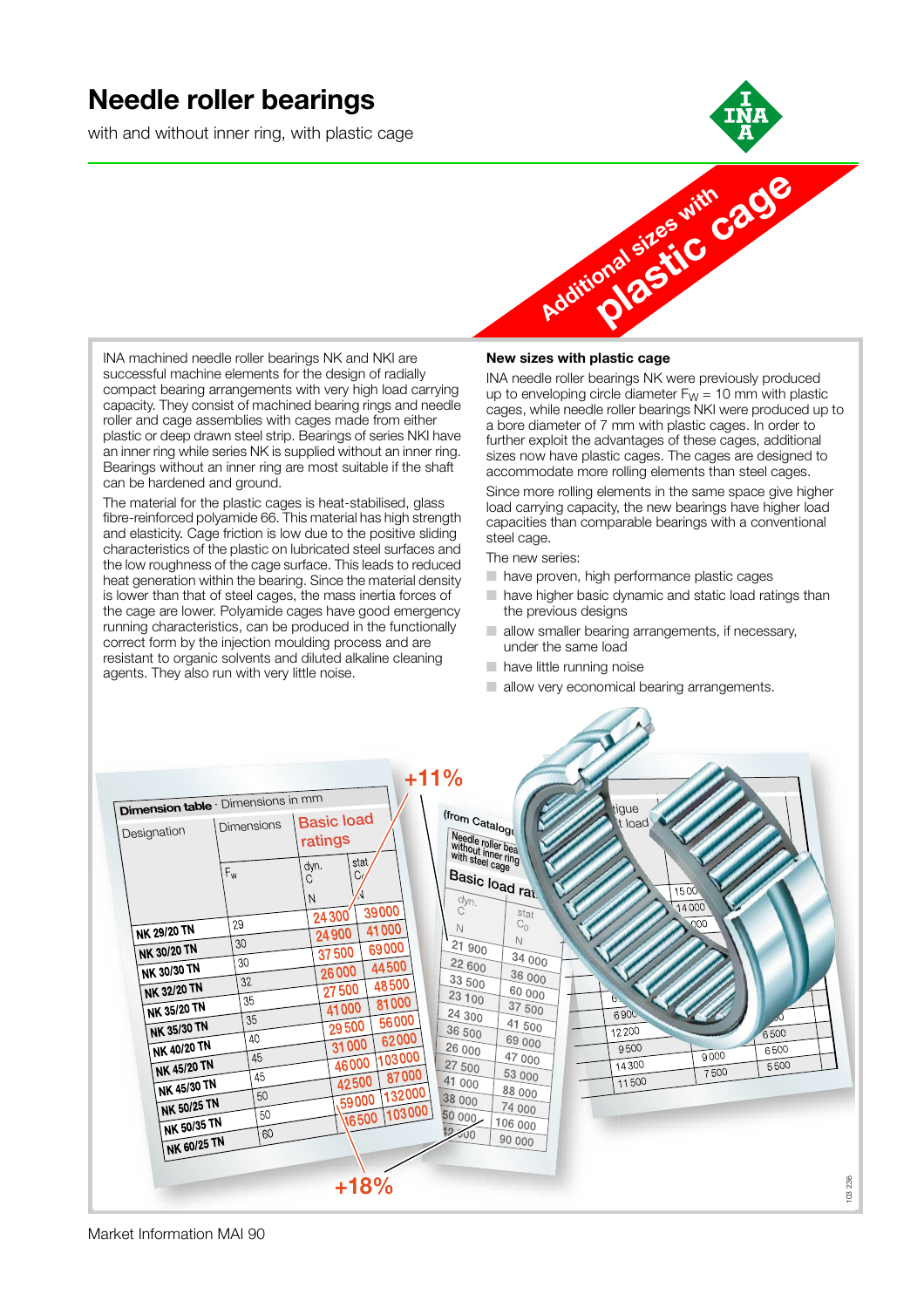# Needle roller bearings

with and without inner ring, with plastic cage

Additional sizes with **plastic cage**

INA machined needle roller bearings NK and NKI are successful machine elements for the design of radially compact bearing arrangements with very high load carrying capacity. They consist of machined bearing rings and needle roller and cage assemblies with cages made from either plastic or deep drawn steel strip. Bearings of series NKI have an inner ring while series NK is supplied without an inner ring. Bearings without an inner ring are most suitable if the shaft can be hardened and ground.

The material for the plastic cages is heat-stabilised, glass fibre-reinforced polyamide 66. This material has high strength and elasticity. Cage friction is low due to the positive sliding characteristics of the plastic on lubricated steel surfaces and the low roughness of the cage surface. This leads to reduced heat generation within the bearing. Since the material density is lower than that of steel cages, the mass inertia forces of the cage are lower. Polyamide cages have good emergency running characteristics, can be produced in the functionally correct form by the injection moulding process and are resistant to organic solvents and diluted alkaline cleaning agents. They also run with very little noise.

### New sizes with plastic cage

INA needle roller bearings NK were previously produced up to enveloping circle diameter $F_W$ = 10 mm with plastic cages, while needle roller bearings NKI were produced up to a bore diameter of 7 mm with plastic cages. In order to further exploit the advantages of these cages, additional sizes now have plastic cages. The cages are designed to accommodate more rolling elements than steel cages.

Since more rolling elements in the same space give higher load carrying capacity, the new bearings have higher load capacities than comparable bearings with a conventional steel cage.

The new series:

- have proven, high performance plastic cages
- have higher basic dynamic and static load ratings than the previous designs
- allow smaller bearing arrangements, if necessary, under the same load
- have little running noise
- allow very economical bearing arrangements.

**Dimension table** · Dimensions in mm

| Designation | Dimensions $F_w$ | Basic load ratings dyn. C N | stat $C_0$ N |
|---|---|---|---|
| NK 29/20 TN | 29 | 24 300 | 39 000 |
| NK 30/20 TN | 30 | 24 900 | 41 000 |
| NK 30/30 TN | 30 | 37 500 | 69 000 |
| NK 32/20 TN | 32 | 26 000 | 44 500 |
| NK 35/20 TN | 35 | 27 500 | 48 500 |
| NK 35/30 TN | 35 | 41 000 | 81 000 |
| NK 40/20 TN | 40 | 29 500 | 56 000 |
| NK 45/20 TN | 45 | 31 000 | 62 000 |
| NK 45/30 TN | 45 | 46 000 | 103 000 |
| NK 50/25 TN | 50 | 42 500 | 87 000 |
| NK 50/35 TN | 50 | 59 000 | 132 000 |
| NK 60/25 TN | 60 | 46 500 | 103 000 |

(from Catalogue: Needle roller bearings without inner ring with steel cage)

| Basic load ratings dyn. C N | stat $C_0$ N |
|---|---|
| 21 900 | 34 000 |
| 22 600 | 36 000 |
| 33 500 | 60 000 |
| 23 100 | 37 500 |
| 24 300 | 41 500 |
| 36 500 | 69 000 |
| 26 000 | 47 000 |
| 27 500 | 53 000 |
| 41 000 | 88 000 |
| 38 000 | 74 000 |
| 50 000 | 106 000 |
| 42 000 | 90 000 |

+11%

+18%

Market Information MAI 90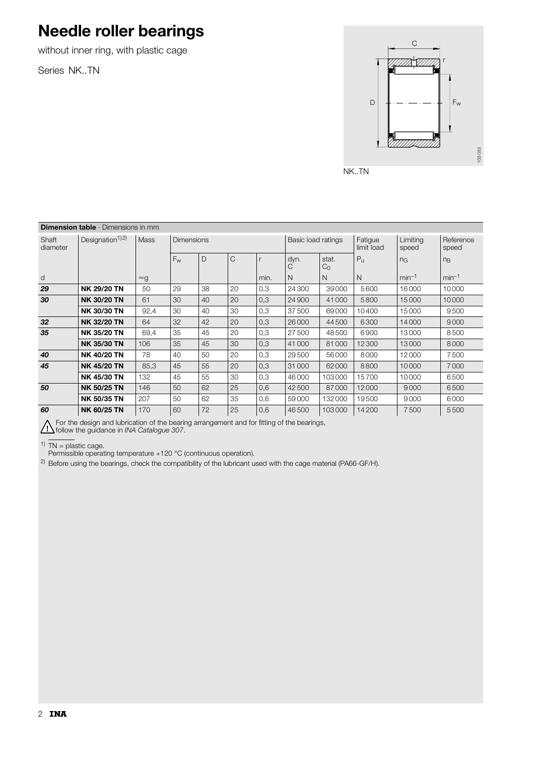# Needle roller bearings

without inner ring, with plastic cage

Series NK..TN

NK..TN

**Dimension table** · Dimensions in mm

| Shaft diameter | Designation[1)2)] | Mass | Dimensions | | | | Basic load ratings | | Fatigue limit load | Limiting speed | Reference speed |
|---|---|---|---|---|---|---|---|---|---|---|---|
| | | | $F_w$ | D | C | r | dyn. C | stat. $C_0$ | $P_u$ | $n_G$ | $n_B$ |
| d | | ≈g | | | | min. | N | N | N | $min^{-1}$ | $min^{-1}$ |
| ***29*** | **NK 29/20 TN** | 50 | 29 | 38 | 20 | 0,3 | 24300 | 39000 | 5600 | 16000 | 10000 |
| ***30*** | **NK 30/20 TN** | 61 | 30 | 40 | 20 | 0,3 | 24900 | 41000 | 5800 | 15000 | 10000 |
| | **NK 30/30 TN** | 92,4 | 30 | 40 | 30 | 0,3 | 37500 | 69000 | 10400 | 15000 | 9500 |
| ***32*** | **NK 32/20 TN** | 64 | 32 | 42 | 20 | 0,3 | 26000 | 44500 | 6300 | 14000 | 9000 |
| ***35*** | **NK 35/20 TN** | 69,4 | 35 | 45 | 20 | 0,3 | 27500 | 48500 | 6900 | 13000 | 8500 |
| | **NK 35/30 TN** | 106 | 35 | 45 | 30 | 0,3 | 41000 | 81000 | 12300 | 13000 | 8000 |
| ***40*** | **NK 40/20 TN** | 78 | 40 | 50 | 20 | 0,3 | 29500 | 56000 | 8000 | 12000 | 7500 |
| ***45*** | **NK 45/20 TN** | 85,3 | 45 | 55 | 20 | 0,3 | 31000 | 62000 | 8800 | 10000 | 7000 |
| | **NK 45/30 TN** | 132 | 45 | 55 | 30 | 0,3 | 46000 | 103000 | 15700 | 10000 | 6500 |
| ***50*** | **NK 50/25 TN** | 146 | 50 | 62 | 25 | 0,6 | 42500 | 87000 | 12000 | 9000 | 6500 |
| | **NK 50/35 TN** | 207 | 50 | 62 | 35 | 0,6 | 59000 | 132000 | 19500 | 9000 | 6000 |
| ***60*** | **NK 60/25 TN** | 170 | 60 | 72 | 25 | 0,6 | 46500 | 103000 | 14200 | 7500 | 5500 |

⚠ For the design and lubrication of the bearing arrangement and for fitting of the bearings, follow the guidance in *INA Catalogue 307*.

[1)] TN = plastic cage.
Permissible operating temperature +120 °C (continuous operation).

[2)] Before using the bearings, check the compatibility of the lubricant used with the cage material (PA66-GF/H).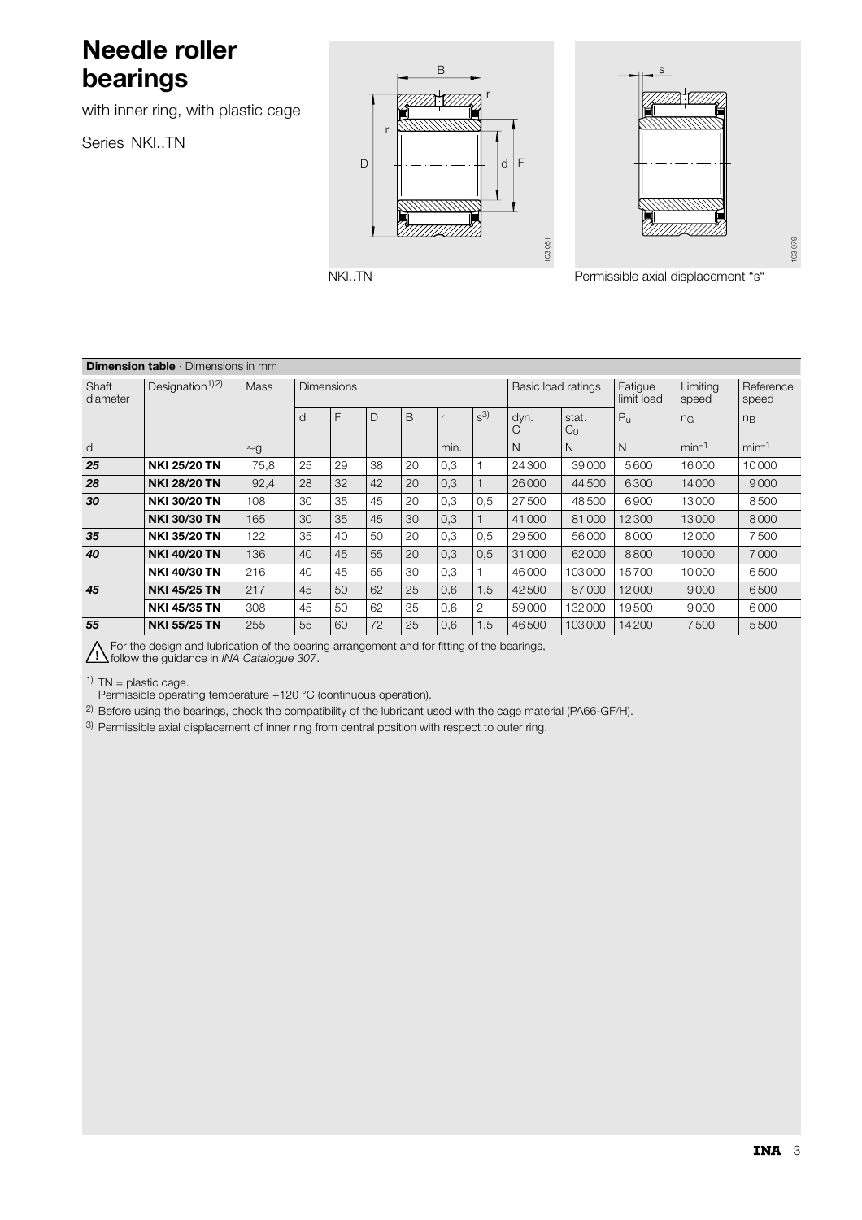# Needle roller bearings

with inner ring, with plastic cage

Series NKI..TN

NKI..TN

Permissible axial displacement "s"

**Dimension table** · Dimensions in mm

| Shaft diameter | Designation[1)2)] | Mass | Dimensions | | | | | | Basic load ratings | | Fatigue limit load | Limiting speed | Reference speed |
|---|---|---|---|---|---|---|---|---|---|---|---|---|---|
| | | | d | F | D | B | r | s[3)] | dyn. C | stat. $C_0$ | $P_u$ | $n_G$ | $n_B$ |
| d | | ≈g | | | | | min. | | N | N | N | $min^{-1}$ | $min^{-1}$ |
| ***25*** | **NKI 25/20 TN** | 75,8 | 25 | 29 | 38 | 20 | 0,3 | 1 | 24300 | 39000 | 5600 | 16000 | 10000 |
| ***28*** | **NKI 28/20 TN** | 92,4 | 28 | 32 | 42 | 20 | 0,3 | 1 | 26000 | 44500 | 6300 | 14000 | 9000 |
| ***30*** | **NKI 30/20 TN** | 108 | 30 | 35 | 45 | 20 | 0,3 | 0,5 | 27500 | 48500 | 6900 | 13000 | 8500 |
| | **NKI 30/30 TN** | 165 | 30 | 35 | 45 | 30 | 0,3 | 1 | 41000 | 81000 | 12300 | 13000 | 8000 |
| ***35*** | **NKI 35/20 TN** | 122 | 35 | 40 | 50 | 20 | 0,3 | 0,5 | 29500 | 56000 | 8000 | 12000 | 7500 |
| ***40*** | **NKI 40/20 TN** | 136 | 40 | 45 | 55 | 20 | 0,3 | 0,5 | 31000 | 62000 | 8800 | 10000 | 7000 |
| | **NKI 40/30 TN** | 216 | 40 | 45 | 55 | 30 | 0,3 | 1 | 46000 | 103000 | 15700 | 10000 | 6500 |
| ***45*** | **NKI 45/25 TN** | 217 | 45 | 50 | 62 | 25 | 0,6 | 1,5 | 42500 | 87000 | 12000 | 9000 | 6500 |
| | **NKI 45/35 TN** | 308 | 45 | 50 | 62 | 35 | 0,6 | 2 | 59000 | 132000 | 19500 | 9000 | 6000 |
| ***55*** | **NKI 55/25 TN** | 255 | 55 | 60 | 72 | 25 | 0,6 | 1,5 | 46500 | 103000 | 14200 | 7500 | 5500 |

⚠ For the design and lubrication of the bearing arrangement and for fitting of the bearings, follow the guidance in *INA Catalogue 307*.

[1)] TN = plastic cage.
Permissible operating temperature +120 °C (continuous operation).

[2)] Before using the bearings, check the compatibility of the lubricant used with the cage material (PA66-GF/H).

[3)] Permissible axial displacement of inner ring from central position with respect to outer ring.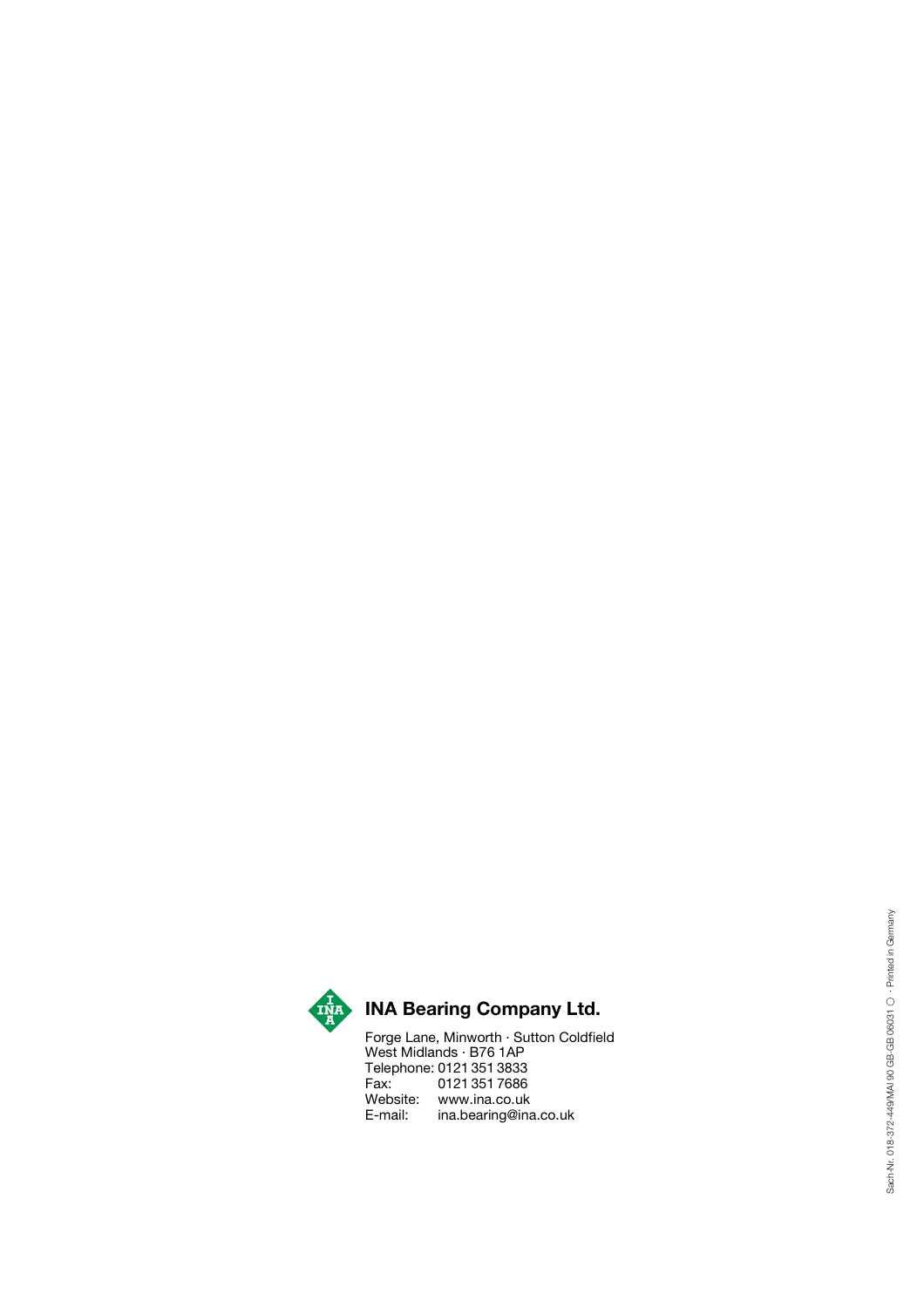**INA Bearing Company Ltd.**

Forge Lane, Minworth · Sutton Coldfield
West Midlands · B76 1AP
Telephone: 0121 351 3833
Fax: 0121 351 7686
Website: www.ina.co.uk
E-mail: ina.bearing@ina.co.uk

Sach-Nr. 018-372-449/MAI 90 GB-GB 06031 · Printed in Germany